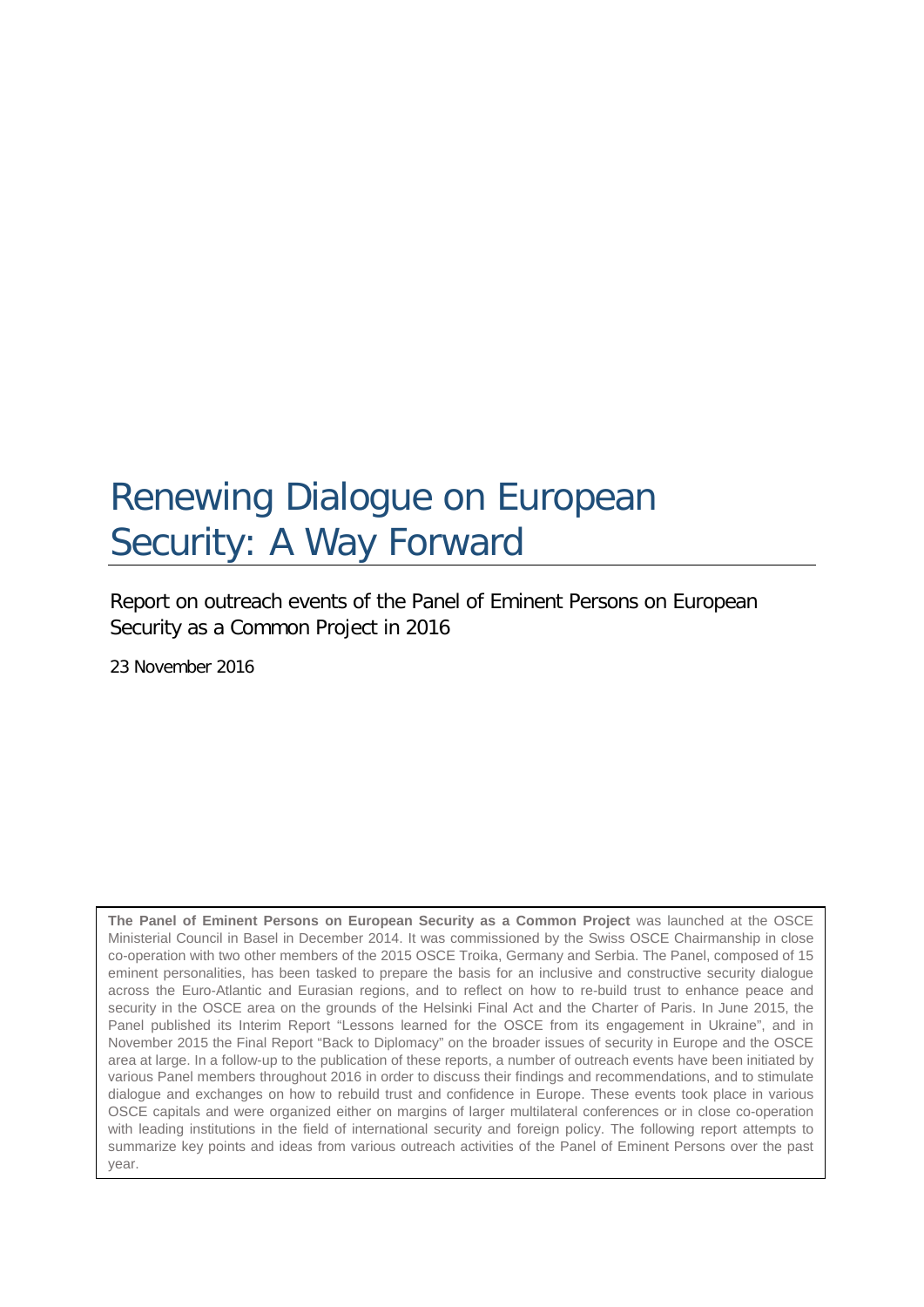# Renewing Dialogue on European Security: A Way Forward

Report on outreach events of the Panel of Eminent Persons on European Security as a Common Project in 2016

23 November 2016

**The Panel of Eminent Persons on European Security as a Common Project** was launched at the OSCE Ministerial Council in Basel in December 2014. It was commissioned by the Swiss OSCE Chairmanship in close co-operation with two other members of the 2015 OSCE Troika, Germany and Serbia. The Panel, composed of 15 eminent personalities, has been tasked to prepare the basis for an inclusive and constructive security dialogue across the Euro-Atlantic and Eurasian regions, and to reflect on how to re-build trust to enhance peace and security in the OSCE area on the grounds of the Helsinki Final Act and the Charter of Paris. In June 2015, the Panel published its Interim Report "Lessons learned for the OSCE from its engagement in Ukraine", and in November 2015 the Final Report "Back to Diplomacy" on the broader issues of security in Europe and the OSCE area at large. In a follow-up to the publication of these reports, a number of outreach events have been initiated by various Panel members throughout 2016 in order to discuss their findings and recommendations, and to stimulate dialogue and exchanges on how to rebuild trust and confidence in Europe. These events took place in various OSCE capitals and were organized either on margins of larger multilateral conferences or in close co-operation with leading institutions in the field of international security and foreign policy. The following report attempts to summarize key points and ideas from various outreach activities of the Panel of Eminent Persons over the past year.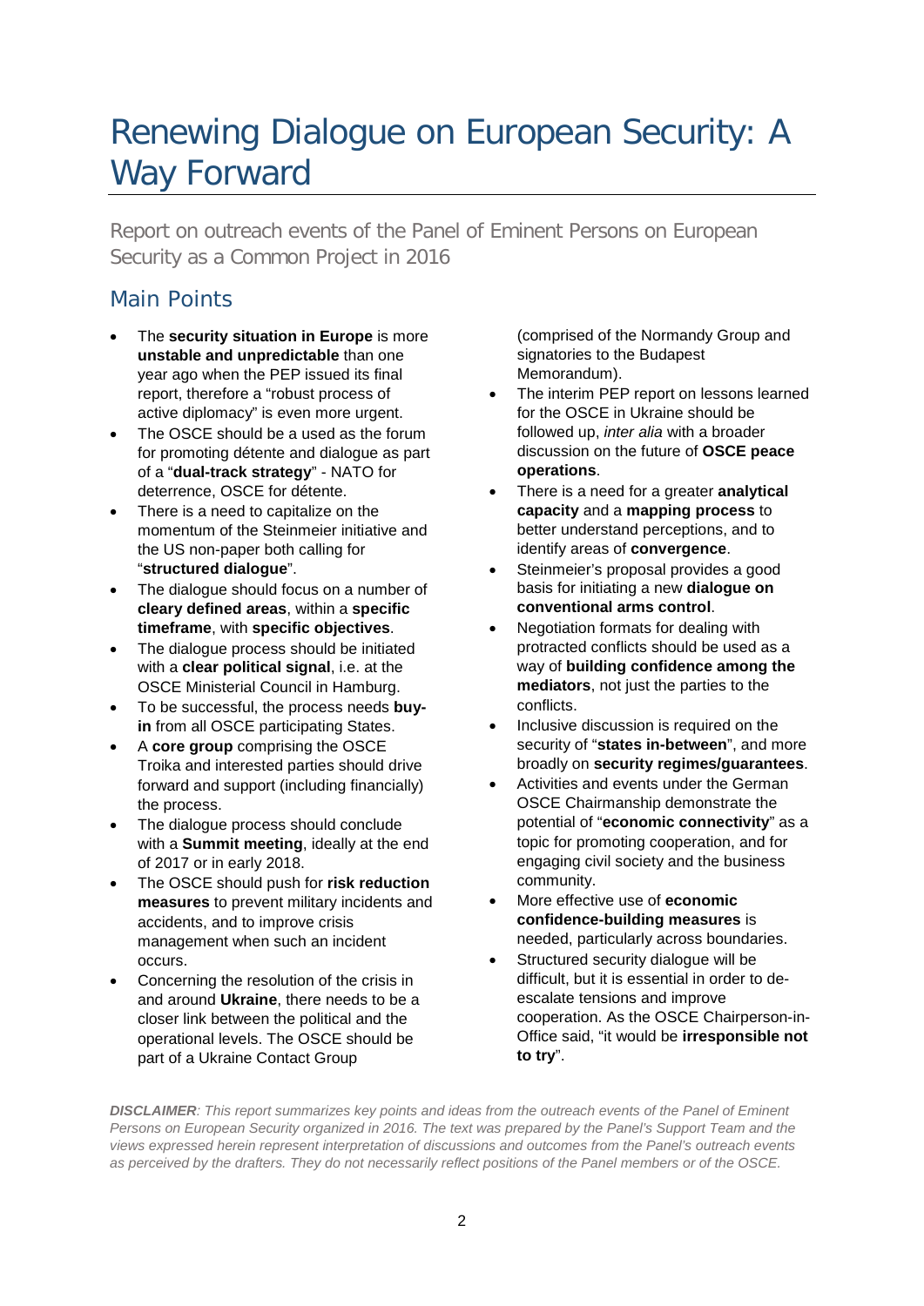# Renewing Dialogue on European Security: A Way Forward

Report on outreach events of the Panel of Eminent Persons on European Security as a Common Project in 2016

## Main Points

- The **security situation in Europe** is more **unstable and unpredictable** than one year ago when the PEP issued its final report, therefore a "robust process of active diplomacy" is even more urgent.
- The OSCE should be a used as the forum for promoting détente and dialogue as part of a "**dual-track strategy**" - NATO for deterrence, OSCE for détente.
- There is a need to capitalize on the momentum of the Steinmeier initiative and the US non-paper both calling for "**structured dialogue**".
- The dialogue should focus on a number of **cleary defined areas**, within a **specific timeframe**, with **specific objectives**.
- The dialogue process should be initiated with a **clear political signal**, i.e. at the OSCE Ministerial Council in Hamburg.
- To be successful, the process needs **buy-in** from all OSCE participating States.
- A **core group** comprising the OSCE Troika and interested parties should drive forward and support (including financially) the process.
- The dialogue process should conclude with a **Summit meeting**, ideally at the end of 2017 or in early 2018.
- The OSCE should push for **risk reduction measures** to prevent military incidents and accidents, and to improve crisis management when such an incident occurs.
- Concerning the resolution of the crisis in and around **Ukraine**, there needs to be a closer link between the political and the operational levels. The OSCE should be part of a Ukraine Contact Group (comprised of the Normandy Group and signatories to the Budapest Memorandum).
- The interim PEP report on lessons learned for the OSCE in Ukraine should be followed up, *inter alia* with a broader discussion on the future of **OSCE peace operations**.
- There is a need for a greater **analytical capacity** and a **mapping process** to better understand perceptions, and to identify areas of **convergence**.
- Steinmeier's proposal provides a good basis for initiating a new **dialogue on conventional arms control**.
- Negotiation formats for dealing with protracted conflicts should be used as a way of **building confidence among the mediators**, not just the parties to the conflicts.
- Inclusive discussion is required on the security of "**states in-between**", and more broadly on **security regimes/guarantees**.
- Activities and events under the German OSCE Chairmanship demonstrate the potential of "**economic connectivity**" as a topic for promoting cooperation, and for engaging civil society and the business community.
- More effective use of **economic confidence-building measures** is needed, particularly across boundaries.
- Structured security dialogue will be difficult, but it is essential in order to de-escalate tensions and improve cooperation. As the OSCE Chairperson-in-Office said, "it would be **irresponsible not to try**".

***DISCLAIMER**: This report summarizes key points and ideas from the outreach events of the Panel of Eminent Persons on European Security organized in 2016. The text was prepared by the Panel's Support Team and the views expressed herein represent interpretation of discussions and outcomes from the Panel's outreach events as perceived by the drafters. They do not necessarily reflect positions of the Panel members or of the OSCE.*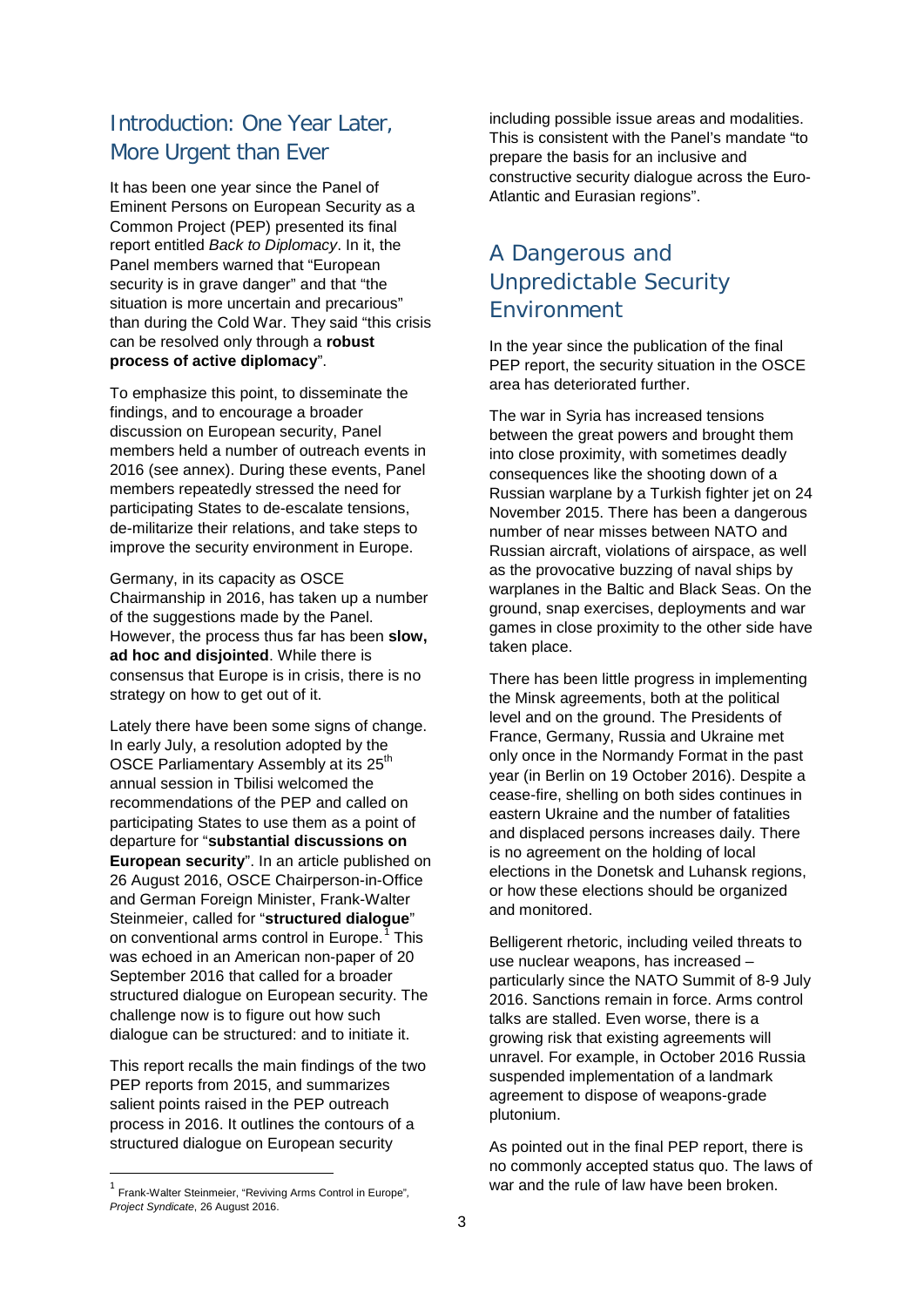## Introduction: One Year Later, More Urgent than Ever

It has been one year since the Panel of Eminent Persons on European Security as a Common Project (PEP) presented its final report entitled *Back to Diplomacy*. In it, the Panel members warned that "European security is in grave danger" and that "the situation is more uncertain and precarious" than during the Cold War. They said "this crisis can be resolved only through a **robust process of active diplomacy**".

To emphasize this point, to disseminate the findings, and to encourage a broader discussion on European security, Panel members held a number of outreach events in 2016 (see annex). During these events, Panel members repeatedly stressed the need for participating States to de-escalate tensions, de-militarize their relations, and take steps to improve the security environment in Europe.

Germany, in its capacity as OSCE Chairmanship in 2016, has taken up a number of the suggestions made by the Panel. However, the process thus far has been **slow, ad hoc and disjointed**. While there is consensus that Europe is in crisis, there is no strategy on how to get out of it.

Lately there have been some signs of change. In early July, a resolution adopted by the OSCE Parliamentary Assembly at its 25th annual session in Tbilisi welcomed the recommendations of the PEP and called on participating States to use them as a point of departure for "**substantial discussions on European security**". In an article published on 26 August 2016, OSCE Chairperson-in-Office and German Foreign Minister, Frank-Walter Steinmeier, called for "**structured dialogue**" on conventional arms control in Europe.[1] This was echoed in an American non-paper of 20 September 2016 that called for a broader structured dialogue on European security. The challenge now is to figure out how such dialogue can be structured: and to initiate it.

This report recalls the main findings of the two PEP reports from 2015, and summarizes salient points raised in the PEP outreach process in 2016. It outlines the contours of a structured dialogue on European security including possible issue areas and modalities. This is consistent with the Panel's mandate "to prepare the basis for an inclusive and constructive security dialogue across the Euro-Atlantic and Eurasian regions".

## A Dangerous and Unpredictable Security Environment

In the year since the publication of the final PEP report, the security situation in the OSCE area has deteriorated further.

The war in Syria has increased tensions between the great powers and brought them into close proximity, with sometimes deadly consequences like the shooting down of a Russian warplane by a Turkish fighter jet on 24 November 2015. There has been a dangerous number of near misses between NATO and Russian aircraft, violations of airspace, as well as the provocative buzzing of naval ships by warplanes in the Baltic and Black Seas. On the ground, snap exercises, deployments and war games in close proximity to the other side have taken place.

There has been little progress in implementing the Minsk agreements, both at the political level and on the ground. The Presidents of France, Germany, Russia and Ukraine met only once in the Normandy Format in the past year (in Berlin on 19 October 2016). Despite a cease-fire, shelling on both sides continues in eastern Ukraine and the number of fatalities and displaced persons increases daily. There is no agreement on the holding of local elections in the Donetsk and Luhansk regions, or how these elections should be organized and monitored.

Belligerent rhetoric, including veiled threats to use nuclear weapons, has increased – particularly since the NATO Summit of 8-9 July 2016. Sanctions remain in force. Arms control talks are stalled. Even worse, there is a growing risk that existing agreements will unravel. For example, in October 2016 Russia suspended implementation of a landmark agreement to dispose of weapons-grade plutonium.

As pointed out in the final PEP report, there is no commonly accepted status quo. The laws of war and the rule of law have been broken.

[1] Frank-Walter Steinmeier, "Reviving Arms Control in Europe", *Project Syndicate*, 26 August 2016.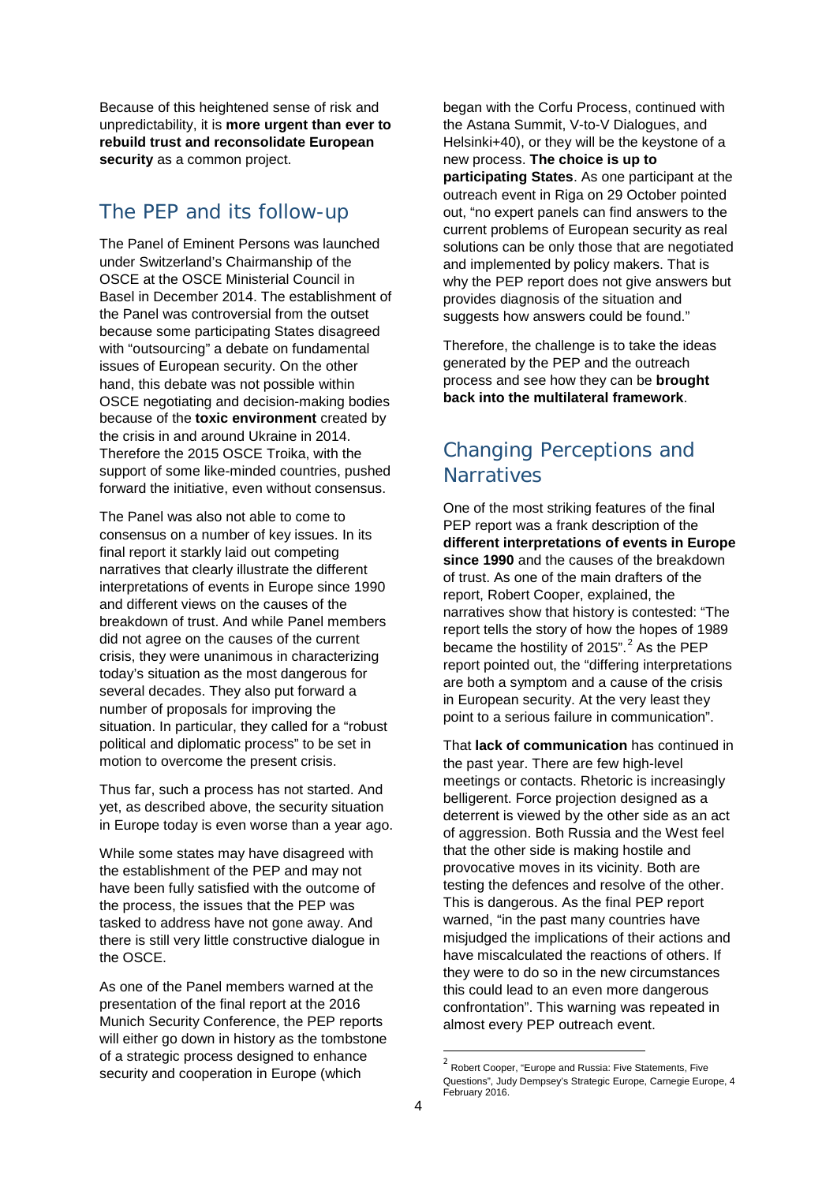Because of this heightened sense of risk and unpredictability, it is **more urgent than ever to rebuild trust and reconsolidate European security** as a common project.

## The PEP and its follow-up

The Panel of Eminent Persons was launched under Switzerland's Chairmanship of the OSCE at the OSCE Ministerial Council in Basel in December 2014. The establishment of the Panel was controversial from the outset because some participating States disagreed with "outsourcing" a debate on fundamental issues of European security. On the other hand, this debate was not possible within OSCE negotiating and decision-making bodies because of the **toxic environment** created by the crisis in and around Ukraine in 2014. Therefore the 2015 OSCE Troika, with the support of some like-minded countries, pushed forward the initiative, even without consensus.

The Panel was also not able to come to consensus on a number of key issues. In its final report it starkly laid out competing narratives that clearly illustrate the different interpretations of events in Europe since 1990 and different views on the causes of the breakdown of trust. And while Panel members did not agree on the causes of the current crisis, they were unanimous in characterizing today's situation as the most dangerous for several decades. They also put forward a number of proposals for improving the situation. In particular, they called for a "robust political and diplomatic process" to be set in motion to overcome the present crisis.

Thus far, such a process has not started. And yet, as described above, the security situation in Europe today is even worse than a year ago.

While some states may have disagreed with the establishment of the PEP and may not have been fully satisfied with the outcome of the process, the issues that the PEP was tasked to address have not gone away. And there is still very little constructive dialogue in the OSCE.

As one of the Panel members warned at the presentation of the final report at the 2016 Munich Security Conference, the PEP reports will either go down in history as the tombstone of a strategic process designed to enhance security and cooperation in Europe (which began with the Corfu Process, continued with the Astana Summit, V-to-V Dialogues, and Helsinki+40), or they will be the keystone of a new process. **The choice is up to participating States**. As one participant at the outreach event in Riga on 29 October pointed out, "no expert panels can find answers to the current problems of European security as real solutions can be only those that are negotiated and implemented by policy makers. That is why the PEP report does not give answers but provides diagnosis of the situation and suggests how answers could be found."

Therefore, the challenge is to take the ideas generated by the PEP and the outreach process and see how they can be **brought back into the multilateral framework**.

## Changing Perceptions and Narratives

One of the most striking features of the final PEP report was a frank description of the **different interpretations of events in Europe since 1990** and the causes of the breakdown of trust. As one of the main drafters of the report, Robert Cooper, explained, the narratives show that history is contested: "The report tells the story of how the hopes of 1989 became the hostility of 2015".[2] As the PEP report pointed out, the "differing interpretations are both a symptom and a cause of the crisis in European security. At the very least they point to a serious failure in communication".

That **lack of communication** has continued in the past year. There are few high-level meetings or contacts. Rhetoric is increasingly belligerent. Force projection designed as a deterrent is viewed by the other side as an act of aggression. Both Russia and the West feel that the other side is making hostile and provocative moves in its vicinity. Both are testing the defences and resolve of the other. This is dangerous. As the final PEP report warned, "in the past many countries have misjudged the implications of their actions and have miscalculated the reactions of others. If they were to do so in the new circumstances this could lead to an even more dangerous confrontation". This warning was repeated in almost every PEP outreach event.

[2] Robert Cooper, "Europe and Russia: Five Statements, Five Questions", Judy Dempsey's Strategic Europe, Carnegie Europe, 4 February 2016.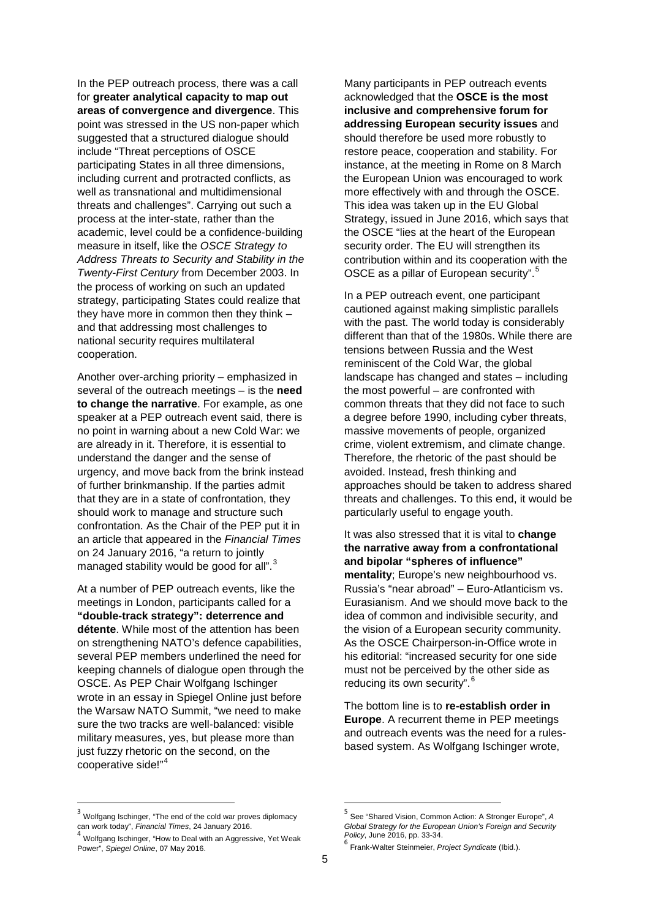In the PEP outreach process, there was a call for **greater analytical capacity to map out areas of convergence and divergence**. This point was stressed in the US non-paper which suggested that a structured dialogue should include "Threat perceptions of OSCE participating States in all three dimensions, including current and protracted conflicts, as well as transnational and multidimensional threats and challenges". Carrying out such a process at the inter-state, rather than the academic, level could be a confidence-building measure in itself, like the *OSCE Strategy to Address Threats to Security and Stability in the Twenty-First Century* from December 2003. In the process of working on such an updated strategy, participating States could realize that they have more in common then they think – and that addressing most challenges to national security requires multilateral cooperation.

Another over-arching priority – emphasized in several of the outreach meetings – is the **need to change the narrative**. For example, as one speaker at a PEP outreach event said, there is no point in warning about a new Cold War: we are already in it. Therefore, it is essential to understand the danger and the sense of urgency, and move back from the brink instead of further brinkmanship. If the parties admit that they are in a state of confrontation, they should work to manage and structure such confrontation. As the Chair of the PEP put it in an article that appeared in the *Financial Times* on 24 January 2016, "a return to jointly managed stability would be good for all".[3]

At a number of PEP outreach events, like the meetings in London, participants called for a **"double-track strategy": deterrence and détente**. While most of the attention has been on strengthening NATO's defence capabilities, several PEP members underlined the need for keeping channels of dialogue open through the OSCE. As PEP Chair Wolfgang Ischinger wrote in an essay in Spiegel Online just before the Warsaw NATO Summit, "we need to make sure the two tracks are well-balanced: visible military measures, yes, but please more than just fuzzy rhetoric on the second, on the cooperative side!"[4]

Many participants in PEP outreach events acknowledged that the **OSCE is the most inclusive and comprehensive forum for addressing European security issues** and should therefore be used more robustly to restore peace, cooperation and stability. For instance, at the meeting in Rome on 8 March the European Union was encouraged to work more effectively with and through the OSCE. This idea was taken up in the EU Global Strategy, issued in June 2016, which says that the OSCE "lies at the heart of the European security order. The EU will strengthen its contribution within and its cooperation with the OSCE as a pillar of European security".[5]

In a PEP outreach event, one participant cautioned against making simplistic parallels with the past. The world today is considerably different than that of the 1980s. While there are tensions between Russia and the West reminiscent of the Cold War, the global landscape has changed and states – including the most powerful – are confronted with common threats that they did not face to such a degree before 1990, including cyber threats, massive movements of people, organized crime, violent extremism, and climate change. Therefore, the rhetoric of the past should be avoided. Instead, fresh thinking and approaches should be taken to address shared threats and challenges. To this end, it would be particularly useful to engage youth.

It was also stressed that it is vital to **change the narrative away from a confrontational and bipolar "spheres of influence" mentality**; Europe's new neighbourhood vs. Russia's "near abroad" – Euro-Atlanticism vs. Eurasianism. And we should move back to the idea of common and indivisible security, and the vision of a European security community. As the OSCE Chairperson-in-Office wrote in his editorial: "increased security for one side must not be perceived by the other side as reducing its own security".[6]

The bottom line is to **re-establish order in Europe**. A recurrent theme in PEP meetings and outreach events was the need for a rules-based system. As Wolfgang Ischinger wrote,

---

[3] Wolfgang Ischinger, "The end of the cold war proves diplomacy can work today", *Financial Times*, 24 January 2016.

[4] Wolfgang Ischinger, "How to Deal with an Aggressive, Yet Weak Power", *Spiegel Online*, 07 May 2016.

[5] See "Shared Vision, Common Action: A Stronger Europe", *A Global Strategy for the European Union's Foreign and Security Policy*, June 2016, pp. 33-34.

[6] Frank-Walter Steinmeier, *Project Syndicate* (Ibid.).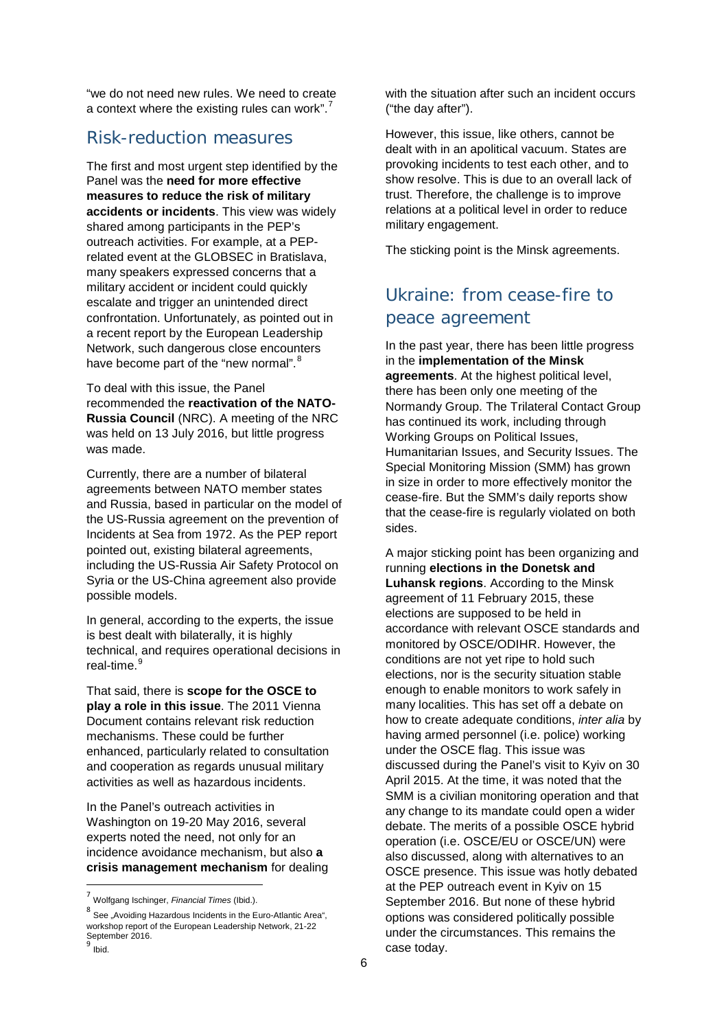"we do not need new rules. We need to create a context where the existing rules can work".[7]

## Risk-reduction measures

The first and most urgent step identified by the Panel was the **need for more effective measures to reduce the risk of military accidents or incidents**. This view was widely shared among participants in the PEP's outreach activities. For example, at a PEP-related event at the GLOBSEC in Bratislava, many speakers expressed concerns that a military accident or incident could quickly escalate and trigger an unintended direct confrontation. Unfortunately, as pointed out in a recent report by the European Leadership Network, such dangerous close encounters have become part of the "new normal".[8]

To deal with this issue, the Panel recommended the **reactivation of the NATO-Russia Council** (NRC). A meeting of the NRC was held on 13 July 2016, but little progress was made.

Currently, there are a number of bilateral agreements between NATO member states and Russia, based in particular on the model of the US-Russia agreement on the prevention of Incidents at Sea from 1972. As the PEP report pointed out, existing bilateral agreements, including the US-Russia Air Safety Protocol on Syria or the US-China agreement also provide possible models.

In general, according to the experts, the issue is best dealt with bilaterally, it is highly technical, and requires operational decisions in real-time.[9]

That said, there is **scope for the OSCE to play a role in this issue**. The 2011 Vienna Document contains relevant risk reduction mechanisms. These could be further enhanced, particularly related to consultation and cooperation as regards unusual military activities as well as hazardous incidents.

In the Panel's outreach activities in Washington on 19-20 May 2016, several experts noted the need, not only for an incidence avoidance mechanism, but also **a crisis management mechanism** for dealing with the situation after such an incident occurs ("the day after").

However, this issue, like others, cannot be dealt with in an apolitical vacuum. States are provoking incidents to test each other, and to show resolve. This is due to an overall lack of trust. Therefore, the challenge is to improve relations at a political level in order to reduce military engagement.

The sticking point is the Minsk agreements.

## Ukraine: from cease-fire to peace agreement

In the past year, there has been little progress in the **implementation of the Minsk agreements**. At the highest political level, there has been only one meeting of the Normandy Group. The Trilateral Contact Group has continued its work, including through Working Groups on Political Issues, Humanitarian Issues, and Security Issues. The Special Monitoring Mission (SMM) has grown in size in order to more effectively monitor the cease-fire. But the SMM's daily reports show that the cease-fire is regularly violated on both sides.

A major sticking point has been organizing and running **elections in the Donetsk and Luhansk regions**. According to the Minsk agreement of 11 February 2015, these elections are supposed to be held in accordance with relevant OSCE standards and monitored by OSCE/ODIHR. However, the conditions are not yet ripe to hold such elections, nor is the security situation stable enough to enable monitors to work safely in many localities. This has set off a debate on how to create adequate conditions, *inter alia* by having armed personnel (i.e. police) working under the OSCE flag. This issue was discussed during the Panel's visit to Kyiv on 30 April 2015. At the time, it was noted that the SMM is a civilian monitoring operation and that any change to its mandate could open a wider debate. The merits of a possible OSCE hybrid operation (i.e. OSCE/EU or OSCE/UN) were also discussed, along with alternatives to an OSCE presence. This issue was hotly debated at the PEP outreach event in Kyiv on 15 September 2016. But none of these hybrid options was considered politically possible under the circumstances. This remains the case today.

---

[7] Wolfgang Ischinger, *Financial Times* (Ibid.).

[8] See „Avoiding Hazardous Incidents in the Euro-Atlantic Area", workshop report of the European Leadership Network, 21-22 September 2016.

[9] Ibid.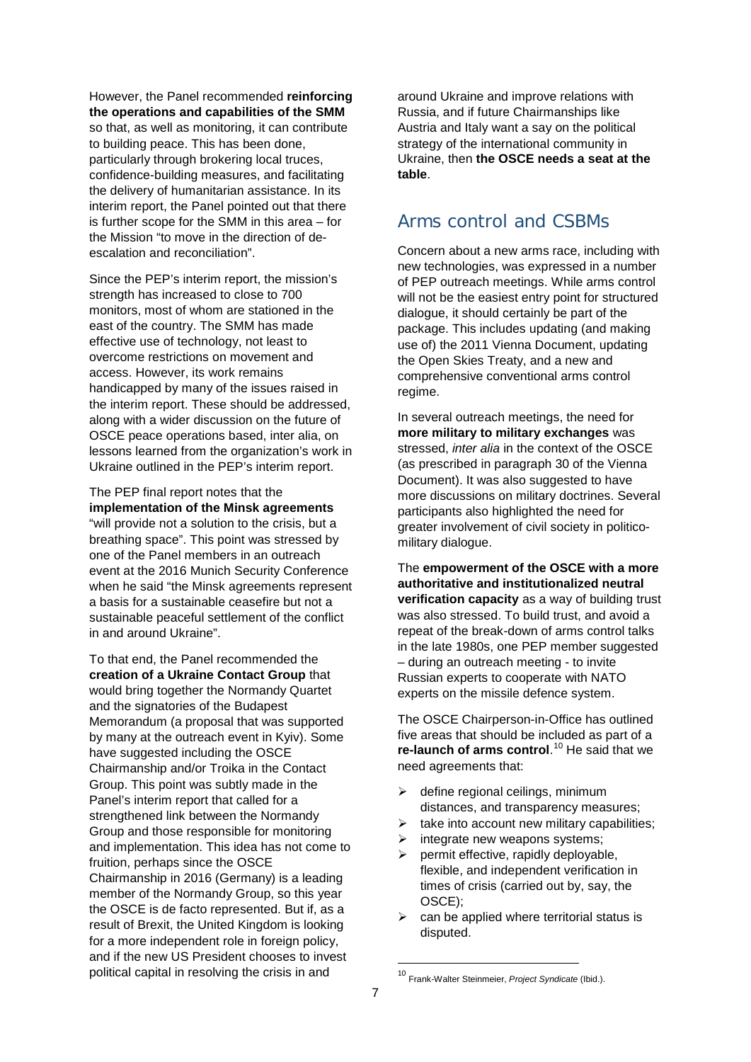However, the Panel recommended **reinforcing the operations and capabilities of the SMM** so that, as well as monitoring, it can contribute to building peace. This has been done, particularly through brokering local truces, confidence-building measures, and facilitating the delivery of humanitarian assistance. In its interim report, the Panel pointed out that there is further scope for the SMM in this area – for the Mission "to move in the direction of de-escalation and reconciliation".

Since the PEP's interim report, the mission's strength has increased to close to 700 monitors, most of whom are stationed in the east of the country. The SMM has made effective use of technology, not least to overcome restrictions on movement and access. However, its work remains handicapped by many of the issues raised in the interim report. These should be addressed, along with a wider discussion on the future of OSCE peace operations based, inter alia, on lessons learned from the organization's work in Ukraine outlined in the PEP's interim report.

The PEP final report notes that the **implementation of the Minsk agreements** "will provide not a solution to the crisis, but a breathing space". This point was stressed by one of the Panel members in an outreach event at the 2016 Munich Security Conference when he said "the Minsk agreements represent a basis for a sustainable ceasefire but not a sustainable peaceful settlement of the conflict in and around Ukraine".

To that end, the Panel recommended the **creation of a Ukraine Contact Group** that would bring together the Normandy Quartet and the signatories of the Budapest Memorandum (a proposal that was supported by many at the outreach event in Kyiv). Some have suggested including the OSCE Chairmanship and/or Troika in the Contact Group. This point was subtly made in the Panel's interim report that called for a strengthened link between the Normandy Group and those responsible for monitoring and implementation. This idea has not come to fruition, perhaps since the OSCE Chairmanship in 2016 (Germany) is a leading member of the Normandy Group, so this year the OSCE is de facto represented. But if, as a result of Brexit, the United Kingdom is looking for a more independent role in foreign policy, and if the new US President chooses to invest political capital in resolving the crisis in and around Ukraine and improve relations with Russia, and if future Chairmanships like Austria and Italy want a say on the political strategy of the international community in Ukraine, then **the OSCE needs a seat at the table**.

## Arms control and CSBMs

Concern about a new arms race, including with new technologies, was expressed in a number of PEP outreach meetings. While arms control will not be the easiest entry point for structured dialogue, it should certainly be part of the package. This includes updating (and making use of) the 2011 Vienna Document, updating the Open Skies Treaty, and a new and comprehensive conventional arms control regime.

In several outreach meetings, the need for **more military to military exchanges** was stressed, *inter alia* in the context of the OSCE (as prescribed in paragraph 30 of the Vienna Document). It was also suggested to have more discussions on military doctrines. Several participants also highlighted the need for greater involvement of civil society in politico-military dialogue.

The **empowerment of the OSCE with a more authoritative and institutionalized neutral verification capacity** as a way of building trust was also stressed. To build trust, and avoid a repeat of the break-down of arms control talks in the late 1980s, one PEP member suggested – during an outreach meeting - to invite Russian experts to cooperate with NATO experts on the missile defence system.

The OSCE Chairperson-in-Office has outlined five areas that should be included as part of a **re-launch of arms control**.[10] He said that we need agreements that:

- define regional ceilings, minimum distances, and transparency measures;
- take into account new military capabilities;
- integrate new weapons systems;
- permit effective, rapidly deployable, flexible, and independent verification in times of crisis (carried out by, say, the OSCE);
- can be applied where territorial status is disputed.

[10] Frank-Walter Steinmeier, *Project Syndicate* (Ibid.).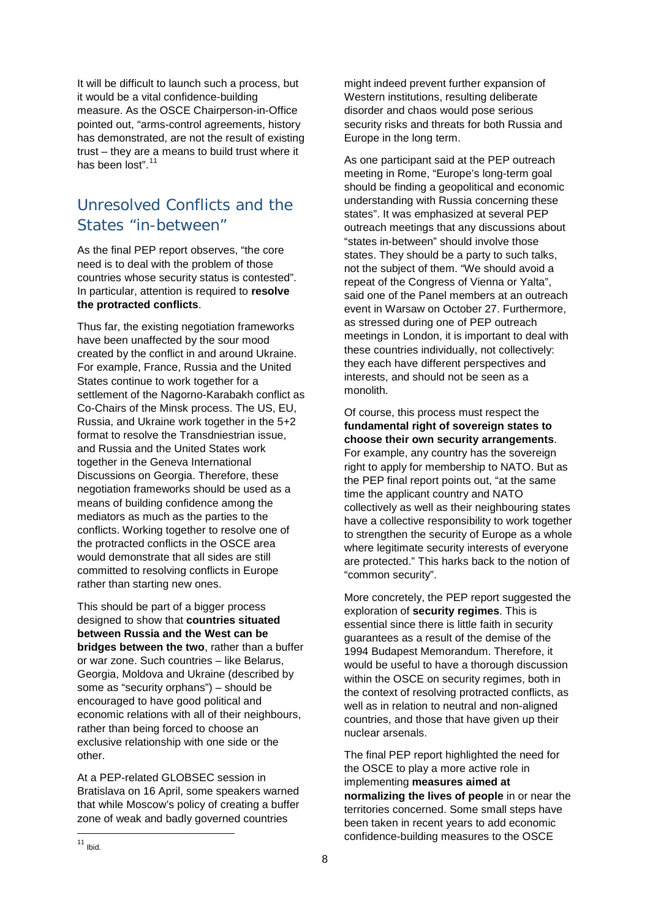It will be difficult to launch such a process, but it would be a vital confidence-building measure. As the OSCE Chairperson-in-Office pointed out, "arms-control agreements, history has demonstrated, are not the result of existing trust – they are a means to build trust where it has been lost".[11]

## Unresolved Conflicts and the States "in-between"

As the final PEP report observes, "the core need is to deal with the problem of those countries whose security status is contested". In particular, attention is required to **resolve the protracted conflicts**.

Thus far, the existing negotiation frameworks have been unaffected by the sour mood created by the conflict in and around Ukraine. For example, France, Russia and the United States continue to work together for a settlement of the Nagorno-Karabakh conflict as Co-Chairs of the Minsk process. The US, EU, Russia, and Ukraine work together in the 5+2 format to resolve the Transdniestrian issue, and Russia and the United States work together in the Geneva International Discussions on Georgia. Therefore, these negotiation frameworks should be used as a means of building confidence among the mediators as much as the parties to the conflicts. Working together to resolve one of the protracted conflicts in the OSCE area would demonstrate that all sides are still committed to resolving conflicts in Europe rather than starting new ones.

This should be part of a bigger process designed to show that **countries situated between Russia and the West can be bridges between the two**, rather than a buffer or war zone. Such countries – like Belarus, Georgia, Moldova and Ukraine (described by some as "security orphans") – should be encouraged to have good political and economic relations with all of their neighbours, rather than being forced to choose an exclusive relationship with one side or the other.

At a PEP-related GLOBSEC session in Bratislava on 16 April, some speakers warned that while Moscow's policy of creating a buffer zone of weak and badly governed countries might indeed prevent further expansion of Western institutions, resulting deliberate disorder and chaos would pose serious security risks and threats for both Russia and Europe in the long term.

As one participant said at the PEP outreach meeting in Rome, "Europe's long-term goal should be finding a geopolitical and economic understanding with Russia concerning these states". It was emphasized at several PEP outreach meetings that any discussions about "states in-between" should involve those states. They should be a party to such talks, not the subject of them. "We should avoid a repeat of the Congress of Vienna or Yalta", said one of the Panel members at an outreach event in Warsaw on October 27. Furthermore, as stressed during one of PEP outreach meetings in London, it is important to deal with these countries individually, not collectively: they each have different perspectives and interests, and should not be seen as a monolith.

Of course, this process must respect the **fundamental right of sovereign states to choose their own security arrangements**. For example, any country has the sovereign right to apply for membership to NATO. But as the PEP final report points out, "at the same time the applicant country and NATO collectively as well as their neighbouring states have a collective responsibility to work together to strengthen the security of Europe as a whole where legitimate security interests of everyone are protected." This harks back to the notion of "common security".

More concretely, the PEP report suggested the exploration of **security regimes**. This is essential since there is little faith in security guarantees as a result of the demise of the 1994 Budapest Memorandum. Therefore, it would be useful to have a thorough discussion within the OSCE on security regimes, both in the context of resolving protracted conflicts, as well as in relation to neutral and non-aligned countries, and those that have given up their nuclear arsenals.

The final PEP report highlighted the need for the OSCE to play a more active role in implementing **measures aimed at normalizing the lives of people** in or near the territories concerned. Some small steps have been taken in recent years to add economic confidence-building measures to the OSCE

[11] Ibid.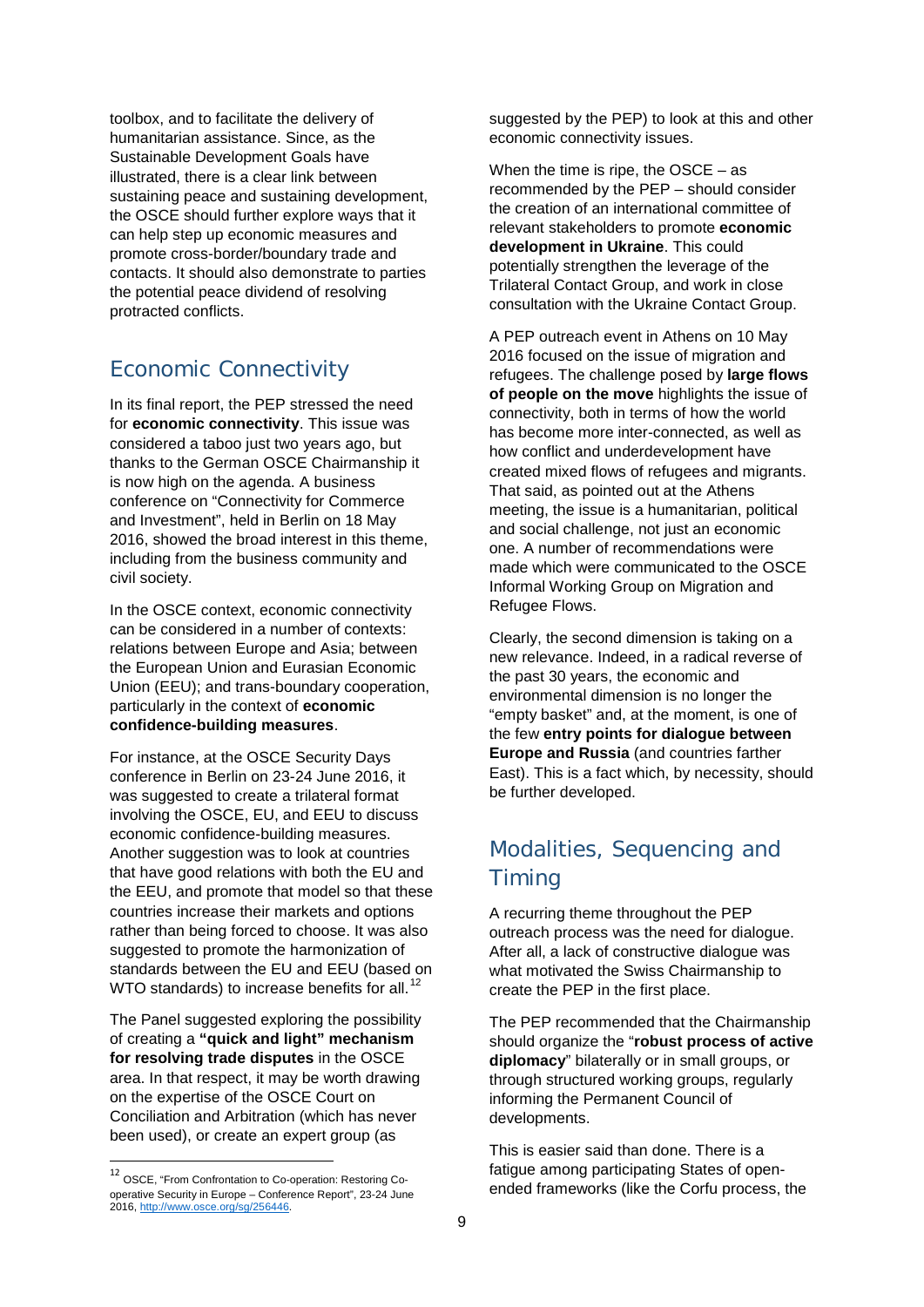toolbox, and to facilitate the delivery of humanitarian assistance. Since, as the Sustainable Development Goals have illustrated, there is a clear link between sustaining peace and sustaining development, the OSCE should further explore ways that it can help step up economic measures and promote cross-border/boundary trade and contacts. It should also demonstrate to parties the potential peace dividend of resolving protracted conflicts.

## Economic Connectivity

In its final report, the PEP stressed the need for **economic connectivity**. This issue was considered a taboo just two years ago, but thanks to the German OSCE Chairmanship it is now high on the agenda. A business conference on "Connectivity for Commerce and Investment", held in Berlin on 18 May 2016, showed the broad interest in this theme, including from the business community and civil society.

In the OSCE context, economic connectivity can be considered in a number of contexts: relations between Europe and Asia; between the European Union and Eurasian Economic Union (EEU); and trans-boundary cooperation, particularly in the context of **economic confidence-building measures**.

For instance, at the OSCE Security Days conference in Berlin on 23-24 June 2016, it was suggested to create a trilateral format involving the OSCE, EU, and EEU to discuss economic confidence-building measures. Another suggestion was to look at countries that have good relations with both the EU and the EEU, and promote that model so that these countries increase their markets and options rather than being forced to choose. It was also suggested to promote the harmonization of standards between the EU and EEU (based on WTO standards) to increase benefits for all.[12]

The Panel suggested exploring the possibility of creating a **"quick and light" mechanism for resolving trade disputes** in the OSCE area. In that respect, it may be worth drawing on the expertise of the OSCE Court on Conciliation and Arbitration (which has never been used), or create an expert group (as suggested by the PEP) to look at this and other economic connectivity issues.

When the time is ripe, the OSCE – as recommended by the PEP – should consider the creation of an international committee of relevant stakeholders to promote **economic development in Ukraine**. This could potentially strengthen the leverage of the Trilateral Contact Group, and work in close consultation with the Ukraine Contact Group.

A PEP outreach event in Athens on 10 May 2016 focused on the issue of migration and refugees. The challenge posed by **large flows of people on the move** highlights the issue of connectivity, both in terms of how the world has become more inter-connected, as well as how conflict and underdevelopment have created mixed flows of refugees and migrants. That said, as pointed out at the Athens meeting, the issue is a humanitarian, political and social challenge, not just an economic one. A number of recommendations were made which were communicated to the OSCE Informal Working Group on Migration and Refugee Flows.

Clearly, the second dimension is taking on a new relevance. Indeed, in a radical reverse of the past 30 years, the economic and environmental dimension is no longer the "empty basket" and, at the moment, is one of the few **entry points for dialogue between Europe and Russia** (and countries farther East). This is a fact which, by necessity, should be further developed.

## Modalities, Sequencing and Timing

A recurring theme throughout the PEP outreach process was the need for dialogue. After all, a lack of constructive dialogue was what motivated the Swiss Chairmanship to create the PEP in the first place.

The PEP recommended that the Chairmanship should organize the "**robust process of active diplomacy**" bilaterally or in small groups, or through structured working groups, regularly informing the Permanent Council of developments.

This is easier said than done. There is a fatigue among participating States of open-ended frameworks (like the Corfu process, the

[12] OSCE, "From Confrontation to Co-operation: Restoring Co-operative Security in Europe – Conference Report", 23-24 June 2016, http://www.osce.org/sg/256446.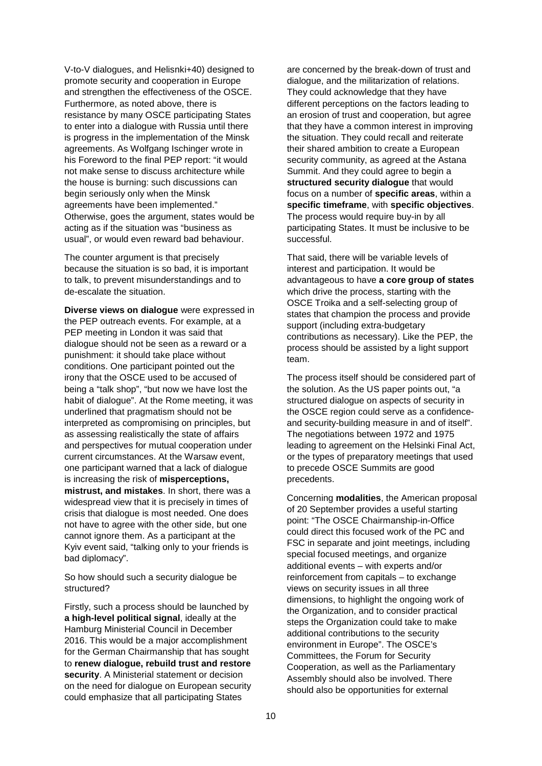V-to-V dialogues, and Helisnki+40) designed to promote security and cooperation in Europe and strengthen the effectiveness of the OSCE. Furthermore, as noted above, there is resistance by many OSCE participating States to enter into a dialogue with Russia until there is progress in the implementation of the Minsk agreements. As Wolfgang Ischinger wrote in his Foreword to the final PEP report: "it would not make sense to discuss architecture while the house is burning: such discussions can begin seriously only when the Minsk agreements have been implemented." Otherwise, goes the argument, states would be acting as if the situation was "business as usual", or would even reward bad behaviour.

The counter argument is that precisely because the situation is so bad, it is important to talk, to prevent misunderstandings and to de-escalate the situation.

**Diverse views on dialogue** were expressed in the PEP outreach events. For example, at a PEP meeting in London it was said that dialogue should not be seen as a reward or a punishment: it should take place without conditions. One participant pointed out the irony that the OSCE used to be accused of being a "talk shop", "but now we have lost the habit of dialogue". At the Rome meeting, it was underlined that pragmatism should not be interpreted as compromising on principles, but as assessing realistically the state of affairs and perspectives for mutual cooperation under current circumstances. At the Warsaw event, one participant warned that a lack of dialogue is increasing the risk of **misperceptions, mistrust, and mistakes**. In short, there was a widespread view that it is precisely in times of crisis that dialogue is most needed. One does not have to agree with the other side, but one cannot ignore them. As a participant at the Kyiv event said, "talking only to your friends is bad diplomacy".

So how should such a security dialogue be structured?

Firstly, such a process should be launched by **a high-level political signal**, ideally at the Hamburg Ministerial Council in December 2016. This would be a major accomplishment for the German Chairmanship that has sought to **renew dialogue, rebuild trust and restore security**. A Ministerial statement or decision on the need for dialogue on European security could emphasize that all participating States are concerned by the break-down of trust and dialogue, and the militarization of relations. They could acknowledge that they have different perceptions on the factors leading to an erosion of trust and cooperation, but agree that they have a common interest in improving the situation. They could recall and reiterate their shared ambition to create a European security community, as agreed at the Astana Summit. And they could agree to begin a **structured security dialogue** that would focus on a number of **specific areas**, within a **specific timeframe**, with **specific objectives**. The process would require buy-in by all participating States. It must be inclusive to be successful.

That said, there will be variable levels of interest and participation. It would be advantageous to have **a core group of states** which drive the process, starting with the OSCE Troika and a self-selecting group of states that champion the process and provide support (including extra-budgetary contributions as necessary). Like the PEP, the process should be assisted by a light support team.

The process itself should be considered part of the solution. As the US paper points out, "a structured dialogue on aspects of security in the OSCE region could serve as a confidence- and security-building measure in and of itself". The negotiations between 1972 and 1975 leading to agreement on the Helsinki Final Act, or the types of preparatory meetings that used to precede OSCE Summits are good precedents.

Concerning **modalities**, the American proposal of 20 September provides a useful starting point: "The OSCE Chairmanship-in-Office could direct this focused work of the PC and FSC in separate and joint meetings, including special focused meetings, and organize additional events – with experts and/or reinforcement from capitals – to exchange views on security issues in all three dimensions, to highlight the ongoing work of the Organization, and to consider practical steps the Organization could take to make additional contributions to the security environment in Europe". The OSCE's Committees, the Forum for Security Cooperation, as well as the Parliamentary Assembly should also be involved. There should also be opportunities for external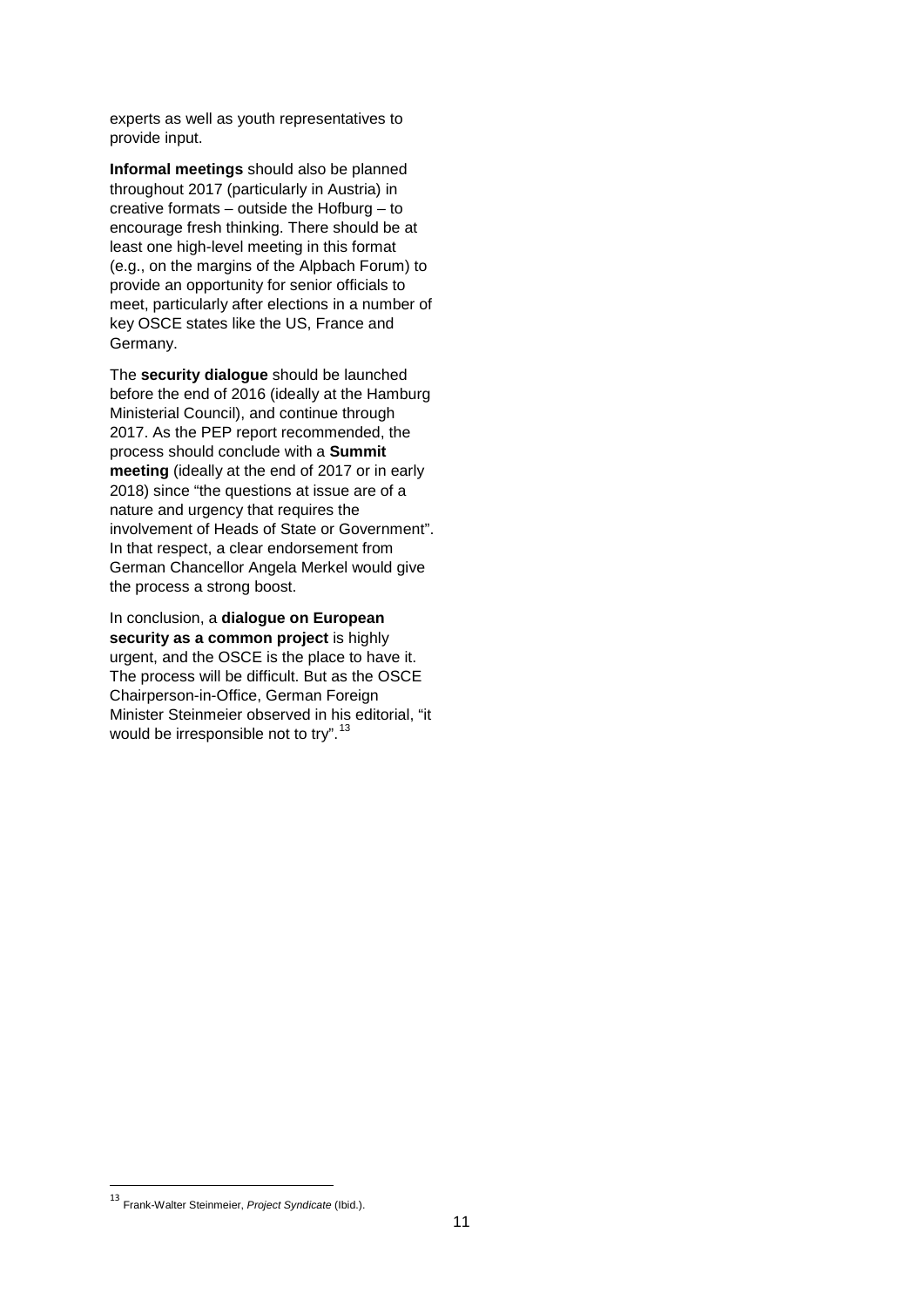experts as well as youth representatives to provide input.

**Informal meetings** should also be planned throughout 2017 (particularly in Austria) in creative formats – outside the Hofburg – to encourage fresh thinking. There should be at least one high-level meeting in this format (e.g., on the margins of the Alpbach Forum) to provide an opportunity for senior officials to meet, particularly after elections in a number of key OSCE states like the US, France and Germany.

The **security dialogue** should be launched before the end of 2016 (ideally at the Hamburg Ministerial Council), and continue through 2017. As the PEP report recommended, the process should conclude with a **Summit meeting** (ideally at the end of 2017 or in early 2018) since "the questions at issue are of a nature and urgency that requires the involvement of Heads of State or Government". In that respect, a clear endorsement from German Chancellor Angela Merkel would give the process a strong boost.

In conclusion, a **dialogue on European security as a common project** is highly urgent, and the OSCE is the place to have it. The process will be difficult. But as the OSCE Chairperson-in-Office, German Foreign Minister Steinmeier observed in his editorial, "it would be irresponsible not to try".[13]

---

[13] Frank-Walter Steinmeier, *Project Syndicate* (Ibid.).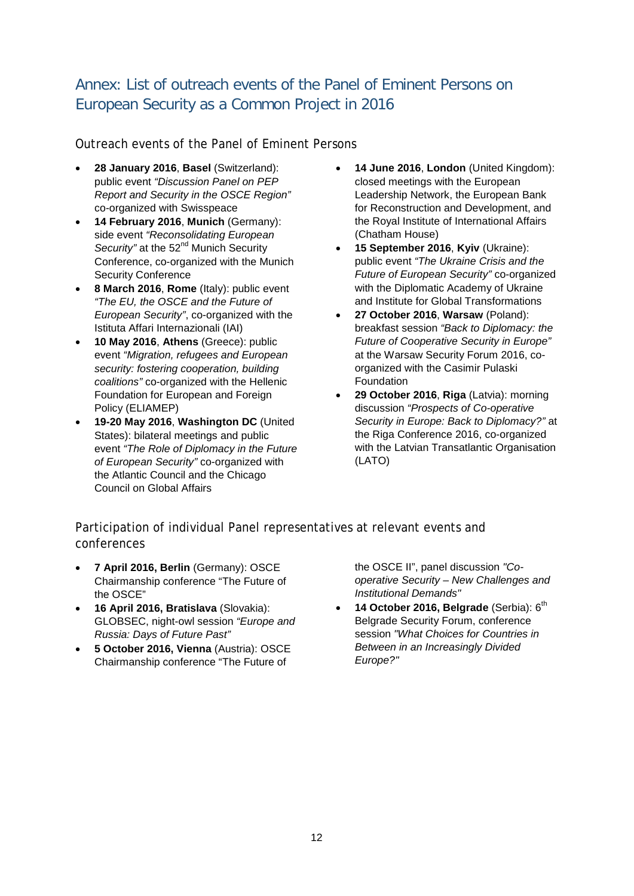# Annex: List of outreach events of the Panel of Eminent Persons on European Security as a Common Project in 2016

## Outreach events of the Panel of Eminent Persons

- **28 January 2016**, **Basel** (Switzerland): public event *"Discussion Panel on PEP Report and Security in the OSCE Region"* co-organized with Swisspeace
- **14 February 2016**, **Munich** (Germany): side event *"Reconsolidating European Security"* at the 52nd Munich Security Conference, co-organized with the Munich Security Conference
- **8 March 2016**, **Rome** (Italy): public event *"The EU, the OSCE and the Future of European Security"*, co-organized with the Istituta Affari Internazionali (IAI)
- **10 May 2016**, **Athens** (Greece): public event *"Migration, refugees and European security: fostering cooperation, building coalitions"* co-organized with the Hellenic Foundation for European and Foreign Policy (ELIAMEP)
- **19-20 May 2016**, **Washington DC** (United States): bilateral meetings and public event *"The Role of Diplomacy in the Future of European Security"* co-organized with the Atlantic Council and the Chicago Council on Global Affairs
- **14 June 2016**, **London** (United Kingdom): closed meetings with the European Leadership Network, the European Bank for Reconstruction and Development, and the Royal Institute of International Affairs (Chatham House)
- **15 September 2016**, **Kyiv** (Ukraine): public event *"The Ukraine Crisis and the Future of European Security"* co-organized with the Diplomatic Academy of Ukraine and Institute for Global Transformations
- **27 October 2016**, **Warsaw** (Poland): breakfast session *"Back to Diplomacy: the Future of Cooperative Security in Europe"* at the Warsaw Security Forum 2016, co-organized with the Casimir Pulaski Foundation
- **29 October 2016**, **Riga** (Latvia): morning discussion *"Prospects of Co-operative Security in Europe: Back to Diplomacy?"* at the Riga Conference 2016, co-organized with the Latvian Transatlantic Organisation (LATO)

## Participation of individual Panel representatives at relevant events and conferences

- **7 April 2016, Berlin** (Germany): OSCE Chairmanship conference "The Future of the OSCE"
- **16 April 2016, Bratislava** (Slovakia): GLOBSEC, night-owl session *"Europe and Russia: Days of Future Past"*
- **5 October 2016, Vienna** (Austria): OSCE Chairmanship conference "The Future of the OSCE II", panel discussion *"Co-operative Security – New Challenges and Institutional Demands"*
- **14 October 2016, Belgrade** (Serbia): 6th Belgrade Security Forum, conference session *"What Choices for Countries in Between in an Increasingly Divided Europe?"*